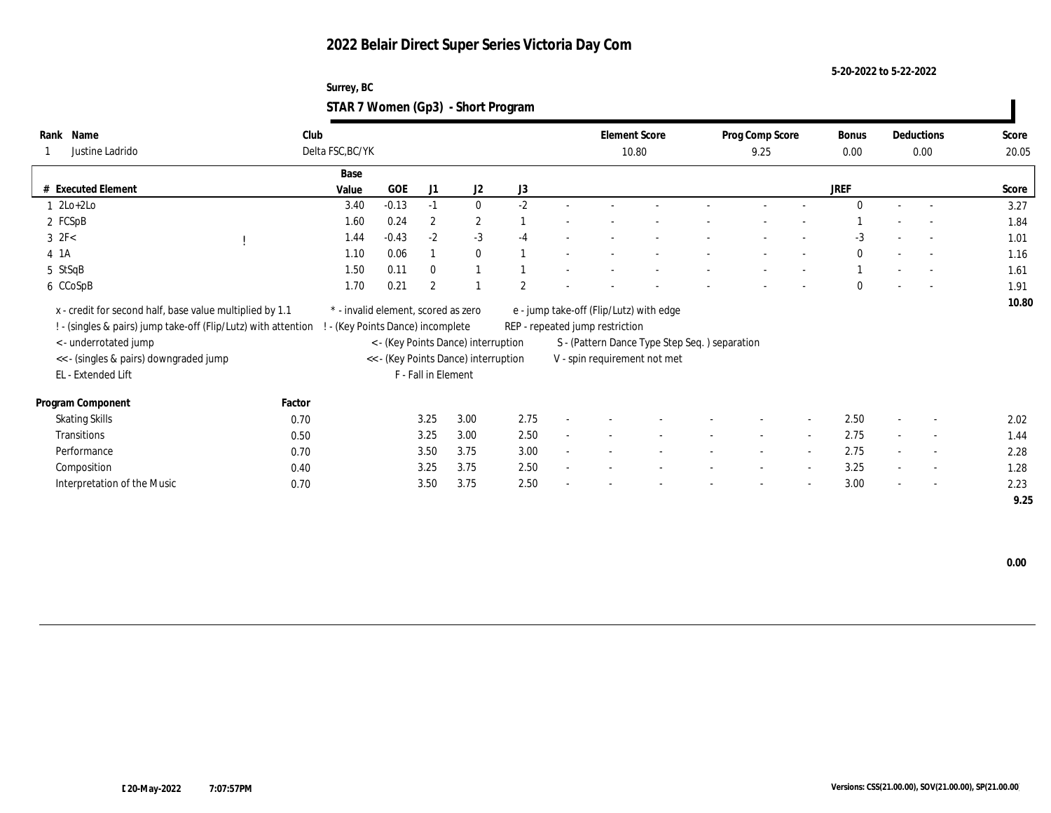# 2022 Belair Direct Super Series Victoria Day Com

5-20-2022 to 5-22-2022

Surrey, BC

## STAR 7 Women (Gp3) - Short Program

| Rank | Name | Club | Element Score | Prog Comp Score | Bonus | Deductions | Score |
|---|---|---|---|---|---|---|---|
| 1 | Justine Ladrido | Delta FSC,BC/YK | 10.80 | 9.25 | 0.00 | 0.00 | 20.05 |

| # | Executed Element | | Base Value | GOE | J1 | J2 | J3 | | | | | | | | | JREF | | | Score |
|---|---|---|---|---|---|---|---|---|---|---|---|---|---|---|---|---|---|---|---|
| 1 | 2Lo+2Lo | | 3.40 | -0.13 | -1 | 0 | -2 | - | - | - | - | - | - | - | - | 0 | - | - | 3.27 |
| 2 | FCSpB | | 1.60 | 0.24 | 2 | 2 | 1 | - | - | - | - | - | - | - | - | 1 | - | - | 1.84 |
| 3 | 2F< | ! | 1.44 | -0.43 | -2 | -3 | -4 | - | - | - | - | - | - | - | - | -3 | - | - | 1.01 |
| 4 | 1A | | 1.10 | 0.06 | 1 | 0 | 1 | - | - | - | - | - | - | - | - | 0 | - | - | 1.16 |
| 5 | StSqB | | 1.50 | 0.11 | 0 | 1 | 1 | - | - | - | - | - | - | - | - | 1 | - | - | 1.61 |
| 6 | CCoSpB | | 1.70 | 0.21 | 2 | 1 | 2 | - | - | - | - | - | - | - | - | 0 | - | - | 1.91 |
| | | | | | | | | | | | | | | | | | | | 10.80 |

x - credit for second half, base value multiplied by 1.1
! - (singles & pairs) jump take-off (Flip/Lutz) with attention
< - underrotated jump
<< - (singles & pairs) downgraded jump
EL - Extended Lift
\* - invalid element, scored as zero
! - (Key Points Dance) incomplete
< - (Key Points Dance) interruption
<< - (Key Points Dance) interruption
F - Fall in Element
e - jump take-off (Flip/Lutz) with edge
REP - repeated jump restriction
S - (Pattern Dance Type Step Seq. ) separation
V - spin requirement not met

| Program Component | Factor | J1 | J2 | J3 | | | | | | | | | JREF | | | Score |
|---|---|---|---|---|---|---|---|---|---|---|---|---|---|---|---|---|
| Skating Skills | 0.70 | 3.25 | 3.00 | 2.75 | - | - | - | - | - | - | - | - | 2.50 | - | - | 2.02 |
| Transitions | 0.50 | 3.25 | 3.00 | 2.50 | - | - | - | - | - | - | - | - | 2.75 | - | - | 1.44 |
| Performance | 0.70 | 3.50 | 3.75 | 3.00 | - | - | - | - | - | - | - | - | 2.75 | - | - | 2.28 |
| Composition | 0.40 | 3.25 | 3.75 | 2.50 | - | - | - | - | - | - | - | - | 3.25 | - | - | 1.28 |
| Interpretation of the Music | 0.70 | 3.50 | 3.75 | 2.50 | - | - | - | - | - | - | - | - | 3.00 | - | - | 2.23 |
| | | | | | | | | | | | | | | | | 9.25 |

0.00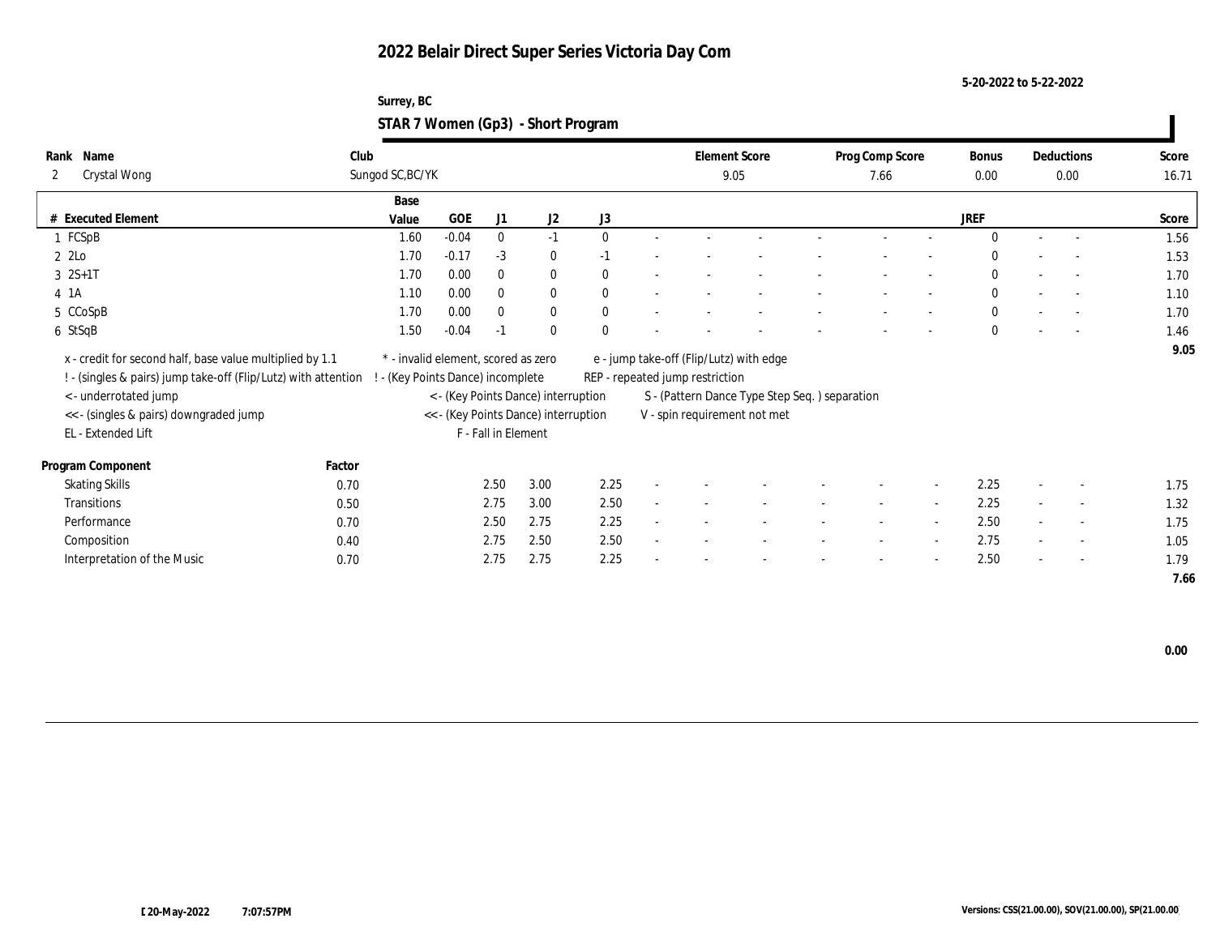# 2022 Belair Direct Super Series Victoria Day Com

5-20-2022 to 5-22-2022

Surrey, BC

## STAR 7 Women (Gp3) - Short Program

| Rank | Name | Club | Element Score | Prog Comp Score | Bonus | Deductions | Score |
|---|---|---|---|---|---|---|---|
| 2 | Crystal Wong | Sungod SC,BC/YK | 9.05 | 7.66 | 0.00 | 0.00 | 16.71 |

| # | Executed Element | Base Value | GOE | J1 | J2 | J3 | | | | | | | | | JREF | | | Score |
|---|---|---|---|---|---|---|---|---|---|---|---|---|---|---|---|---|---|---|
| 1 | FCSpB | 1.60 | -0.04 | 0 | -1 | 0 | - | - | - | - | - | - | - | - | 0 | - | - | 1.56 |
| 2 | 2Lo | 1.70 | -0.17 | -3 | 0 | -1 | - | - | - | - | - | - | - | - | 0 | - | - | 1.53 |
| 3 | 2S+1T | 1.70 | 0.00 | 0 | 0 | 0 | - | - | - | - | - | - | - | - | 0 | - | - | 1.70 |
| 4 | 1A | 1.10 | 0.00 | 0 | 0 | 0 | - | - | - | - | - | - | - | - | 0 | - | - | 1.10 |
| 5 | CCoSpB | 1.70 | 0.00 | 0 | 0 | 0 | - | - | - | - | - | - | - | - | 0 | - | - | 1.70 |
| 6 | StSqB | 1.50 | -0.04 | -1 | 0 | 0 | - | - | - | - | - | - | - | - | 0 | - | - | 1.46 |
| | | | | | | | | | | | | | | | | | | 9.05 |

x - credit for second half, base value multiplied by 1.1
! - (singles & pairs) jump take-off (Flip/Lutz) with attention
< - underrotated jump
<< - (singles & pairs) downgraded jump
EL - Extended Lift
\* - invalid element, scored as zero
! - (Key Points Dance) incomplete
< - (Key Points Dance) interruption
<< - (Key Points Dance) interruption
F - Fall in Element
e - jump take-off (Flip/Lutz) with edge
REP - repeated jump restriction
S - (Pattern Dance Type Step Seq. ) separation
V - spin requirement not met

| Program Component | Factor | J1 | J2 | J3 | | | | | | | | | JREF | | | Score |
|---|---|---|---|---|---|---|---|---|---|---|---|---|---|---|---|---|
| Skating Skills | 0.70 | 2.50 | 3.00 | 2.25 | - | - | - | - | - | - | - | - | 2.25 | - | - | 1.75 |
| Transitions | 0.50 | 2.75 | 3.00 | 2.50 | - | - | - | - | - | - | - | - | 2.25 | - | - | 1.32 |
| Performance | 0.70 | 2.50 | 2.75 | 2.25 | - | - | - | - | - | - | - | - | 2.50 | - | - | 1.75 |
| Composition | 0.40 | 2.75 | 2.50 | 2.50 | - | - | - | - | - | - | - | - | 2.75 | - | - | 1.05 |
| Interpretation of the Music | 0.70 | 2.75 | 2.75 | 2.25 | - | - | - | - | - | - | - | - | 2.50 | - | - | 1.79 |
| | | | | | | | | | | | | | | | | 7.66 |

0.00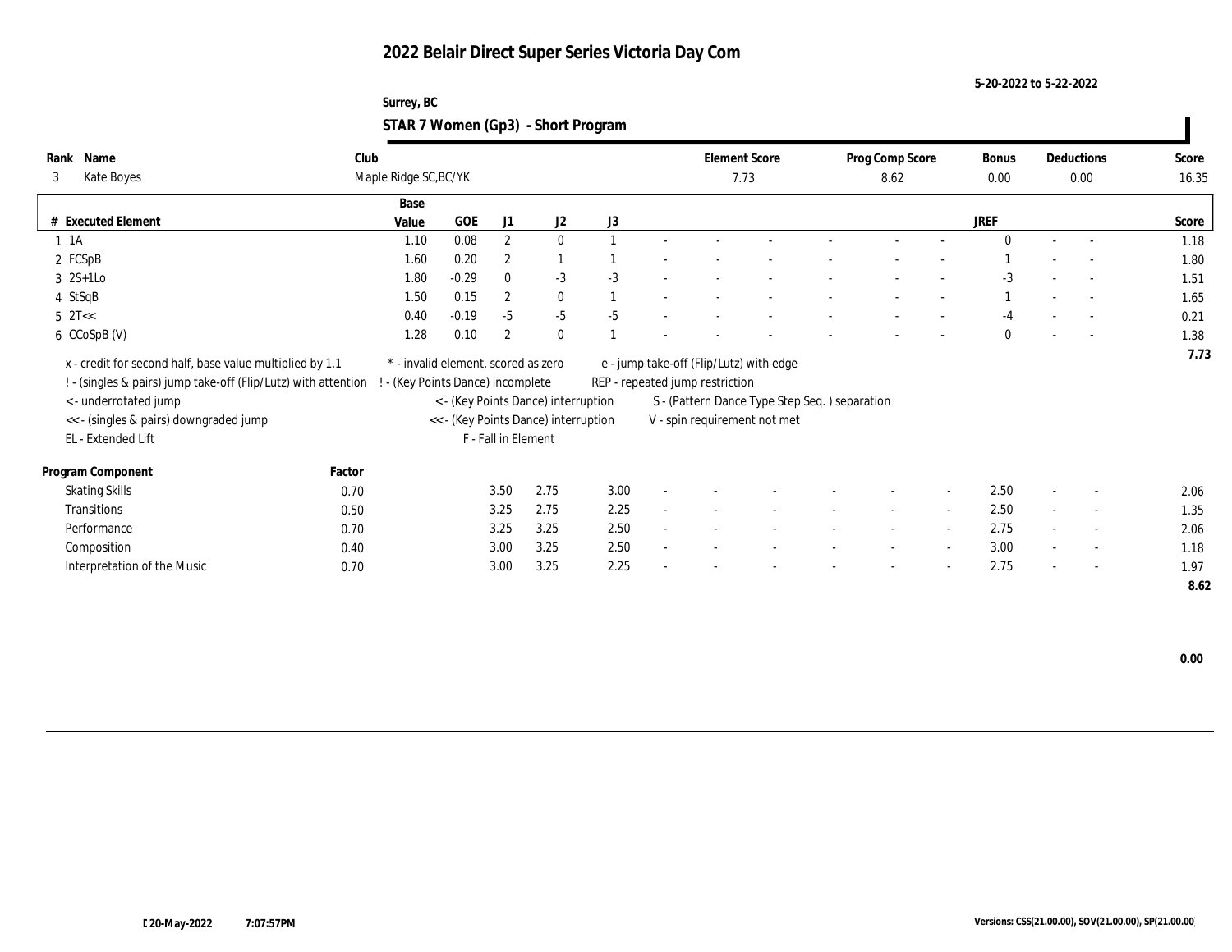# 2022 Belair Direct Super Series Victoria Day Com

5-20-2022 to 5-22-2022

Surrey, BC

## STAR 7 Women (Gp3) - Short Program

| Rank | Name | Club | Element Score | Prog Comp Score | Bonus | Deductions | Score |
|---|---|---|---|---|---|---|---|
| 3 | Kate Boyes | Maple Ridge SC,BC/YK | 7.73 | 8.62 | 0.00 | 0.00 | 16.35 |

| # | Executed Element | Base Value | GOE | J1 | J2 | J3 | | | | | | | | | JREF | | | Score |
|---|---|---|---|---|---|---|---|---|---|---|---|---|---|---|---|---|---|---|
| 1 | 1A | 1.10 | 0.08 | 2 | 0 | 1 | - | - | - | - | - | - | - | - | 0 | - | - | 1.18 |
| 2 | FCSpB | 1.60 | 0.20 | 2 | 1 | 1 | - | - | - | - | - | - | - | - | 1 | - | - | 1.80 |
| 3 | 2S+1Lo | 1.80 | -0.29 | 0 | -3 | -3 | - | - | - | - | - | - | - | - | -3 | - | - | 1.51 |
| 4 | StSqB | 1.50 | 0.15 | 2 | 0 | 1 | - | - | - | - | - | - | - | - | 1 | - | - | 1.65 |
| 5 | 2T<< | 0.40 | -0.19 | -5 | -5 | -5 | - | - | - | - | - | - | - | - | -4 | - | - | 0.21 |
| 6 | CCoSpB (V) | 1.28 | 0.10 | 2 | 0 | 1 | - | - | - | - | - | - | - | - | 0 | - | - | 1.38 |
| | | | | | | | | | | | | | | | | | | 7.73 |

x - credit for second half, base value multiplied by 1.1
! - (singles & pairs) jump take-off (Flip/Lutz) with attention
< - underrotated jump
<< - (singles & pairs) downgraded jump
EL - Extended Lift
* - invalid element, scored as zero
! - (Key Points Dance) incomplete
< - (Key Points Dance) interruption
<< - (Key Points Dance) interruption
F - Fall in Element
e - jump take-off (Flip/Lutz) with edge
REP - repeated jump restriction
S - (Pattern Dance Type Step Seq. ) separation
V - spin requirement not met

| Program Component | Factor | J1 | J2 | J3 | | | | | | | | | JREF | | | Score |
|---|---|---|---|---|---|---|---|---|---|---|---|---|---|---|---|---|
| Skating Skills | 0.70 | 3.50 | 2.75 | 3.00 | - | - | - | - | - | - | - | - | 2.50 | - | - | 2.06 |
| Transitions | 0.50 | 3.25 | 2.75 | 2.25 | - | - | - | - | - | - | - | - | 2.50 | - | - | 1.35 |
| Performance | 0.70 | 3.25 | 3.25 | 2.50 | - | - | - | - | - | - | - | - | 2.75 | - | - | 2.06 |
| Composition | 0.40 | 3.00 | 3.25 | 2.50 | - | - | - | - | - | - | - | - | 3.00 | - | - | 1.18 |
| Interpretation of the Music | 0.70 | 3.00 | 3.25 | 2.25 | - | - | - | - | - | - | - | - | 2.75 | - | - | 1.97 |
| | | | | | | | | | | | | | | | | 8.62 |

0.00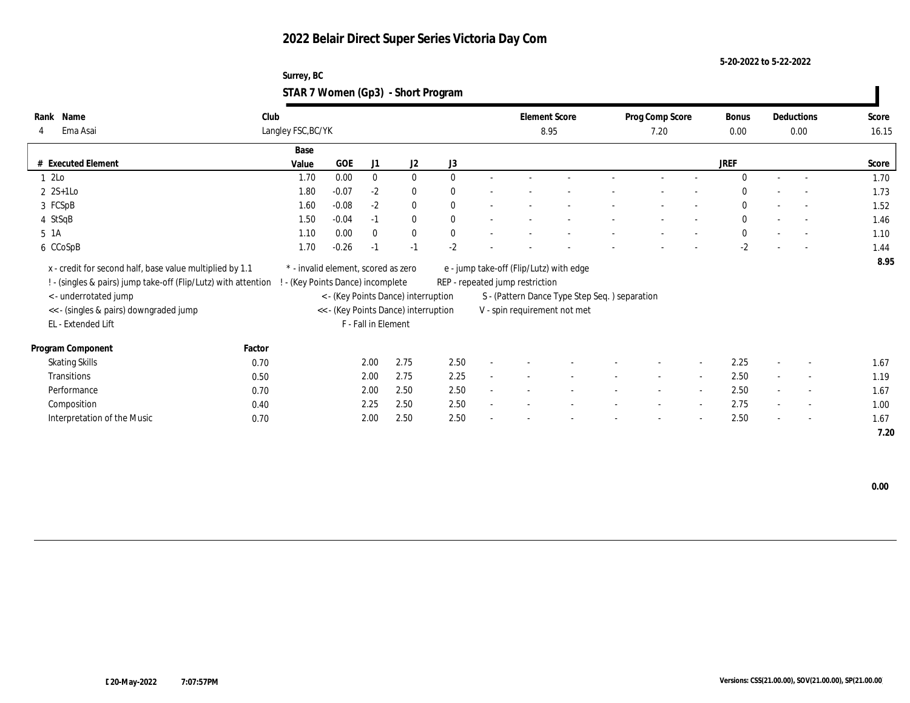# 2022 Belair Direct Super Series Victoria Day Com

5-20-2022 to 5-22-2022

Surrey, BC

## STAR 7 Women (Gp3) - Short Program

| Rank | Name | Club | Element Score | Prog Comp Score | Bonus | Deductions | Score |
|---|---|---|---|---|---|---|---|
| 4 | Ema Asai | Langley FSC,BC/YK | 8.95 | 7.20 | 0.00 | 0.00 | 16.15 |

| # | Executed Element | Base Value | GOE | J1 | J2 | J3 | | | | | | | | | JREF | | | Score |
|---|---|---|---|---|---|---|---|---|---|---|---|---|---|---|---|---|---|---|
| 1 | 2Lo | 1.70 | 0.00 | 0 | 0 | 0 | - | - | - | - | - | - | - | 0 | - | - | 1.70 |
| 2 | 2S+1Lo | 1.80 | -0.07 | -2 | 0 | 0 | - | - | - | - | - | - | - | 0 | - | - | 1.73 |
| 3 | FCSpB | 1.60 | -0.08 | -2 | 0 | 0 | - | - | - | - | - | - | - | 0 | - | - | 1.52 |
| 4 | StSqB | 1.50 | -0.04 | -1 | 0 | 0 | - | - | - | - | - | - | - | 0 | - | - | 1.46 |
| 5 | 1A | 1.10 | 0.00 | 0 | 0 | 0 | - | - | - | - | - | - | - | 0 | - | - | 1.10 |
| 6 | CCoSpB | 1.70 | -0.26 | -1 | -1 | -2 | - | - | - | - | - | - | - | -2 | - | - | 1.44 |
| | | | | | | | | | | | | | | | | | 8.95 |

x - credit for second half, base value multiplied by 1.1
! - (singles & pairs) jump take-off (Flip/Lutz) with attention
< - underrotated jump
<< - (singles & pairs) downgraded jump
EL - Extended Lift
* - invalid element, scored as zero
! - (Key Points Dance) incomplete
< - (Key Points Dance) interruption
<< - (Key Points Dance) interruption
F - Fall in Element
e - jump take-off (Flip/Lutz) with edge
REP - repeated jump restriction
S - (Pattern Dance Type Step Seq. ) separation
V - spin requirement not met

| Program Component | Factor | J1 | J2 | J3 | | | | | | | JREF | | | Score |
|---|---|---|---|---|---|---|---|---|---|---|---|---|---|---|
| Skating Skills | 0.70 | 2.00 | 2.75 | 2.50 | - | - | - | - | - | - | 2.25 | - | - | 1.67 |
| Transitions | 0.50 | 2.00 | 2.75 | 2.25 | - | - | - | - | - | - | 2.50 | - | - | 1.19 |
| Performance | 0.70 | 2.00 | 2.50 | 2.50 | - | - | - | - | - | - | 2.50 | - | - | 1.67 |
| Composition | 0.40 | 2.25 | 2.50 | 2.50 | - | - | - | - | - | - | 2.75 | - | - | 1.00 |
| Interpretation of the Music | 0.70 | 2.00 | 2.50 | 2.50 | - | - | - | - | - | - | 2.50 | - | - | 1.67 |
| | | | | | | | | | | | | | | 7.20 |

0.00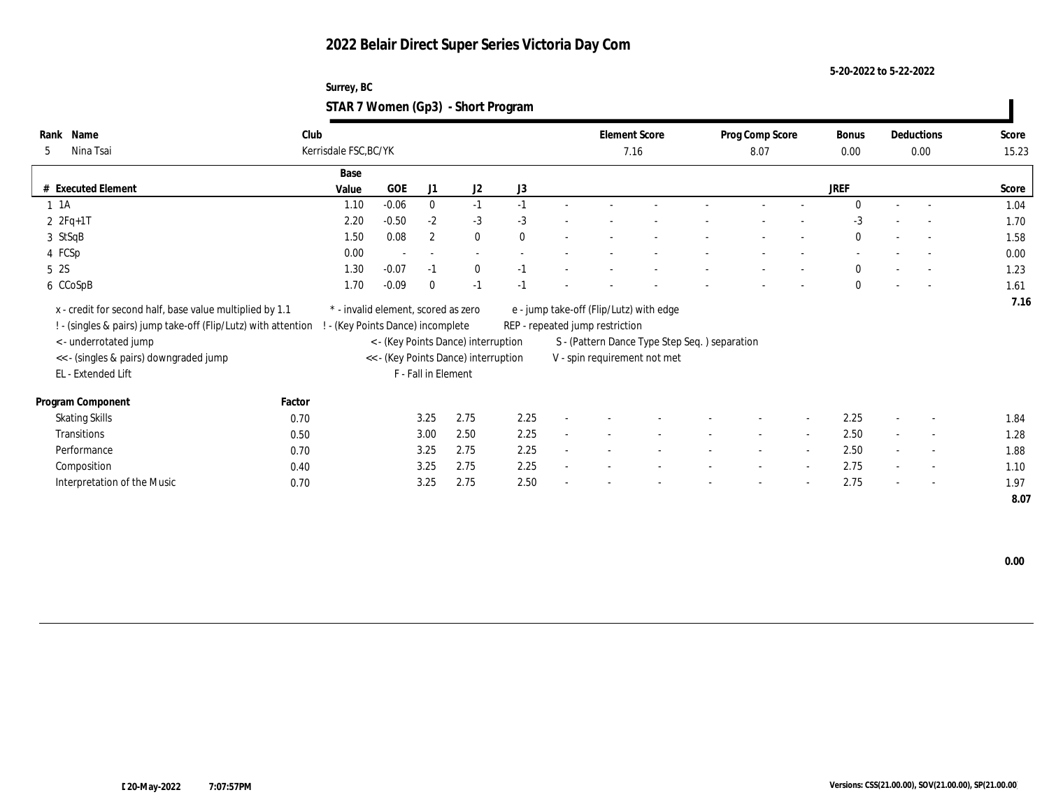# 2022 Belair Direct Super Series Victoria Day Com

5-20-2022 to 5-22-2022

Surrey, BC

## STAR 7 Women (Gp3) - Short Program

| Rank | Name | Club | Element Score | Prog Comp Score | Bonus | Deductions | Score |
|---|---|---|---|---|---|---|---|
| 5 | Nina Tsai | Kerrisdale FSC,BC/YK | 7.16 | 8.07 | 0.00 | 0.00 | 15.23 |

| # | Executed Element | Base Value | GOE | J1 | J2 | J3 | | | | | | | | | JREF | | | Score |
|---|---|---|---|---|---|---|---|---|---|---|---|---|---|---|---|---|---|---|
| 1 | 1A | 1.10 | -0.06 | 0 | -1 | -1 | - | - | - | - | - | - | - | 0 | - | - | | 1.04 |
| 2 | 2Fq+1T | 2.20 | -0.50 | -2 | -3 | -3 | - | - | - | - | - | - | - | -3 | - | - | | 1.70 |
| 3 | StSqB | 1.50 | 0.08 | 2 | 0 | 0 | - | - | - | - | - | - | - | 0 | - | - | | 1.58 |
| 4 | FCSp | 0.00 | - | - | - | - | - | - | - | - | - | - | - | - | - | - | | 0.00 |
| 5 | 2S | 1.30 | -0.07 | -1 | 0 | -1 | - | - | - | - | - | - | - | 0 | - | - | | 1.23 |
| 6 | CCoSpB | 1.70 | -0.09 | 0 | -1 | -1 | - | - | - | - | - | - | - | 0 | - | - | | 1.61 |
| | | | | | | | | | | | | | | | | | | 7.16 |

x - credit for second half, base value multiplied by 1.1
! - (singles & pairs) jump take-off (Flip/Lutz) with attention
< - underrotated jump
<< - (singles & pairs) downgraded jump
EL - Extended Lift
\* - invalid element, scored as zero
! - (Key Points Dance) incomplete
< - (Key Points Dance) interruption
<< - (Key Points Dance) interruption
F - Fall in Element
e - jump take-off (Flip/Lutz) with edge
REP - repeated jump restriction
S - (Pattern Dance Type Step Seq. ) separation
V - spin requirement not met

| Program Component | Factor | J1 | J2 | J3 | | | | | | | JREF | | | Score |
|---|---|---|---|---|---|---|---|---|---|---|---|---|---|---|
| Skating Skills | 0.70 | 3.25 | 2.75 | 2.25 | - | - | - | - | - | - | 2.25 | - | - | 1.84 |
| Transitions | 0.50 | 3.00 | 2.50 | 2.25 | - | - | - | - | - | - | 2.50 | - | - | 1.28 |
| Performance | 0.70 | 3.25 | 2.75 | 2.25 | - | - | - | - | - | - | 2.50 | - | - | 1.88 |
| Composition | 0.40 | 3.25 | 2.75 | 2.25 | - | - | - | - | - | - | 2.75 | - | - | 1.10 |
| Interpretation of the Music | 0.70 | 3.25 | 2.75 | 2.50 | - | - | - | - | - | - | 2.75 | - | - | 1.97 |
| | | | | | | | | | | | | | | 8.07 |

0.00

20-May-2022 7:07:57PM

Versions: CSS(21.00.00), SOV(21.00.00), SP(21.00.00)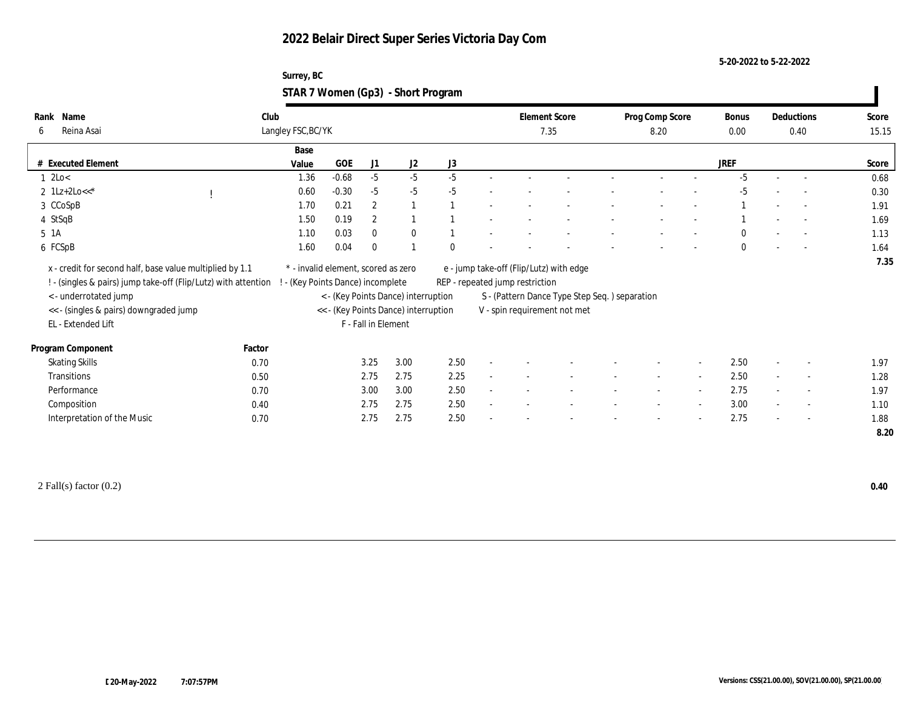# 2022 Belair Direct Super Series Victoria Day Com

5-20-2022 to 5-22-2022

Surrey, BC

## STAR 7 Women (Gp3) - Short Program

| Rank | Name | Club | Element Score | Prog Comp Score | Bonus | Deductions | Score |
|---|---|---|---|---|---|---|---|
| 6 | Reina Asai | Langley FSC,BC/YK | 7.35 | 8.20 | 0.00 | 0.40 | 15.15 |

| # | Executed Element | | Base Value | GOE | J1 | J2 | J3 | | | | | | | | | JREF | | | Score |
|---|---|---|---|---|---|---|---|---|---|---|---|---|---|---|---|---|---|---|---|
| 1 | 2Lo< | | 1.36 | -0.68 | -5 | -5 | -5 | - | - | - | - | - | - | - | - | -5 | - | - | 0.68 |
| 2 | 1Lz+2Lo<<* | ! | 0.60 | -0.30 | -5 | -5 | -5 | - | - | - | - | - | - | - | - | -5 | - | - | 0.30 |
| 3 | CCoSpB | | 1.70 | 0.21 | 2 | 1 | 1 | - | - | - | - | - | - | - | - | 1 | - | - | 1.91 |
| 4 | StSqB | | 1.50 | 0.19 | 2 | 1 | 1 | - | - | - | - | - | - | - | - | 1 | - | - | 1.69 |
| 5 | 1A | | 1.10 | 0.03 | 0 | 0 | 1 | - | - | - | - | - | - | - | - | 0 | - | - | 1.13 |
| 6 | FCSpB | | 1.60 | 0.04 | 0 | 1 | 0 | - | - | - | - | - | - | - | - | 0 | - | - | 1.64 |
| | | | | | | | | | | | | | | | | | | | 7.35 |

x - credit for second half, base value multiplied by 1.1
! - (singles & pairs) jump take-off (Flip/Lutz) with attention
< - underrotated jump
<< - (singles & pairs) downgraded jump
EL - Extended Lift
* - invalid element, scored as zero
! - (Key Points Dance) incomplete
< - (Key Points Dance) interruption
<< - (Key Points Dance) interruption
F - Fall in Element
e - jump take-off (Flip/Lutz) with edge
REP - repeated jump restriction
S - (Pattern Dance Type Step Seq. ) separation
V - spin requirement not met

| Program Component | Factor | J1 | J2 | J3 | | | | | | | JREF | | | Score |
|---|---|---|---|---|---|---|---|---|---|---|---|---|---|---|
| Skating Skills | 0.70 | 3.25 | 3.00 | 2.50 | - | - | - | - | - | - | 2.50 | - | - | 1.97 |
| Transitions | 0.50 | 2.75 | 2.75 | 2.25 | - | - | - | - | - | - | 2.50 | - | - | 1.28 |
| Performance | 0.70 | 3.00 | 3.00 | 2.50 | - | - | - | - | - | - | 2.75 | - | - | 1.97 |
| Composition | 0.40 | 2.75 | 2.75 | 2.50 | - | - | - | - | - | - | 3.00 | - | - | 1.10 |
| Interpretation of the Music | 0.70 | 2.75 | 2.75 | 2.50 | - | - | - | - | - | - | 2.75 | - | - | 1.88 |
| | | | | | | | | | | | | | | 8.20 |

2 Fall(s) factor (0.2) **0.40**

20-May-2022 7:07:57PM

Versions: CSS(21.00.00), SOV(21.00.00), SP(21.00.00)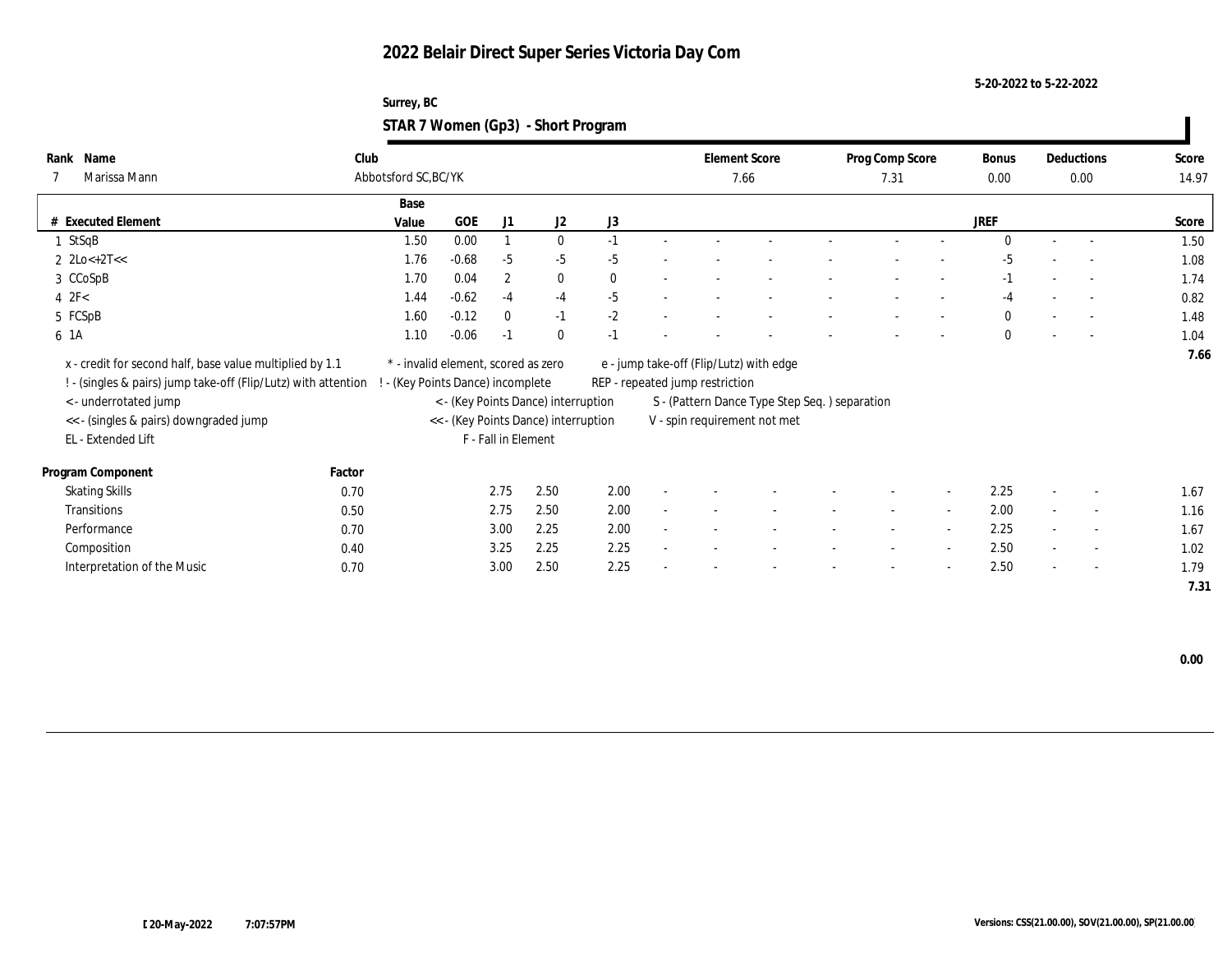# 2022 Belair Direct Super Series Victoria Day Com

5-20-2022 to 5-22-2022

Surrey, BC

## STAR 7 Women (Gp3) - Short Program

| Rank | Name | Club | Element Score | Prog Comp Score | Bonus | Deductions | Score |
|---|---|---|---|---|---|---|---|
| 7 | Marissa Mann | Abbotsford SC,BC/YK | 7.66 | 7.31 | 0.00 | 0.00 | 14.97 |

| # | Executed Element | Base Value | GOE | J1 | J2 | J3 | | | | | | | | | JREF | | | Score |
|---|---|---|---|---|---|---|---|---|---|---|---|---|---|---|---|---|---|---|
| 1 | StSqB | 1.50 | 0.00 | 1 | 0 | -1 | - | - | - | - | - | - | - | - | 0 | - | - | 1.50 |
| 2 | 2Lo<+2T<< | 1.76 | -0.68 | -5 | -5 | -5 | - | - | - | - | - | - | - | - | -5 | - | - | 1.08 |
| 3 | CCoSpB | 1.70 | 0.04 | 2 | 0 | 0 | - | - | - | - | - | - | - | - | -1 | - | - | 1.74 |
| 4 | 2F< | 1.44 | -0.62 | -4 | -4 | -5 | - | - | - | - | - | - | - | - | -4 | - | - | 0.82 |
| 5 | FCSpB | 1.60 | -0.12 | 0 | -1 | -2 | - | - | - | - | - | - | - | - | 0 | - | - | 1.48 |
| 6 | 1A | 1.10 | -0.06 | -1 | 0 | -1 | - | - | - | - | - | - | - | - | 0 | - | - | 1.04 |
| | | | | | | | | | | | | | | | | | | 7.66 |

x - credit for second half, base value multiplied by 1.1
! - (singles & pairs) jump take-off (Flip/Lutz) with attention
< - underrotated jump
<< - (singles & pairs) downgraded jump
EL - Extended Lift
* - invalid element, scored as zero
! - (Key Points Dance) incomplete
< - (Key Points Dance) interruption
<< - (Key Points Dance) interruption
F - Fall in Element
e - jump take-off (Flip/Lutz) with edge
REP - repeated jump restriction
S - (Pattern Dance Type Step Seq. ) separation
V - spin requirement not met

| Program Component | Factor | J1 | J2 | J3 | | | | | | | | | JREF | | | Score |
|---|---|---|---|---|---|---|---|---|---|---|---|---|---|---|---|---|
| Skating Skills | 0.70 | 2.75 | 2.50 | 2.00 | - | - | - | - | - | - | - | - | 2.25 | - | - | 1.67 |
| Transitions | 0.50 | 2.75 | 2.50 | 2.00 | - | - | - | - | - | - | - | - | 2.00 | - | - | 1.16 |
| Performance | 0.70 | 3.00 | 2.25 | 2.00 | - | - | - | - | - | - | - | - | 2.25 | - | - | 1.67 |
| Composition | 0.40 | 3.25 | 2.25 | 2.25 | - | - | - | - | - | - | - | - | 2.50 | - | - | 1.02 |
| Interpretation of the Music | 0.70 | 3.00 | 2.50 | 2.25 | - | - | - | - | - | - | - | - | 2.50 | - | - | 1.79 |
| | | | | | | | | | | | | | | | | 7.31 |

0.00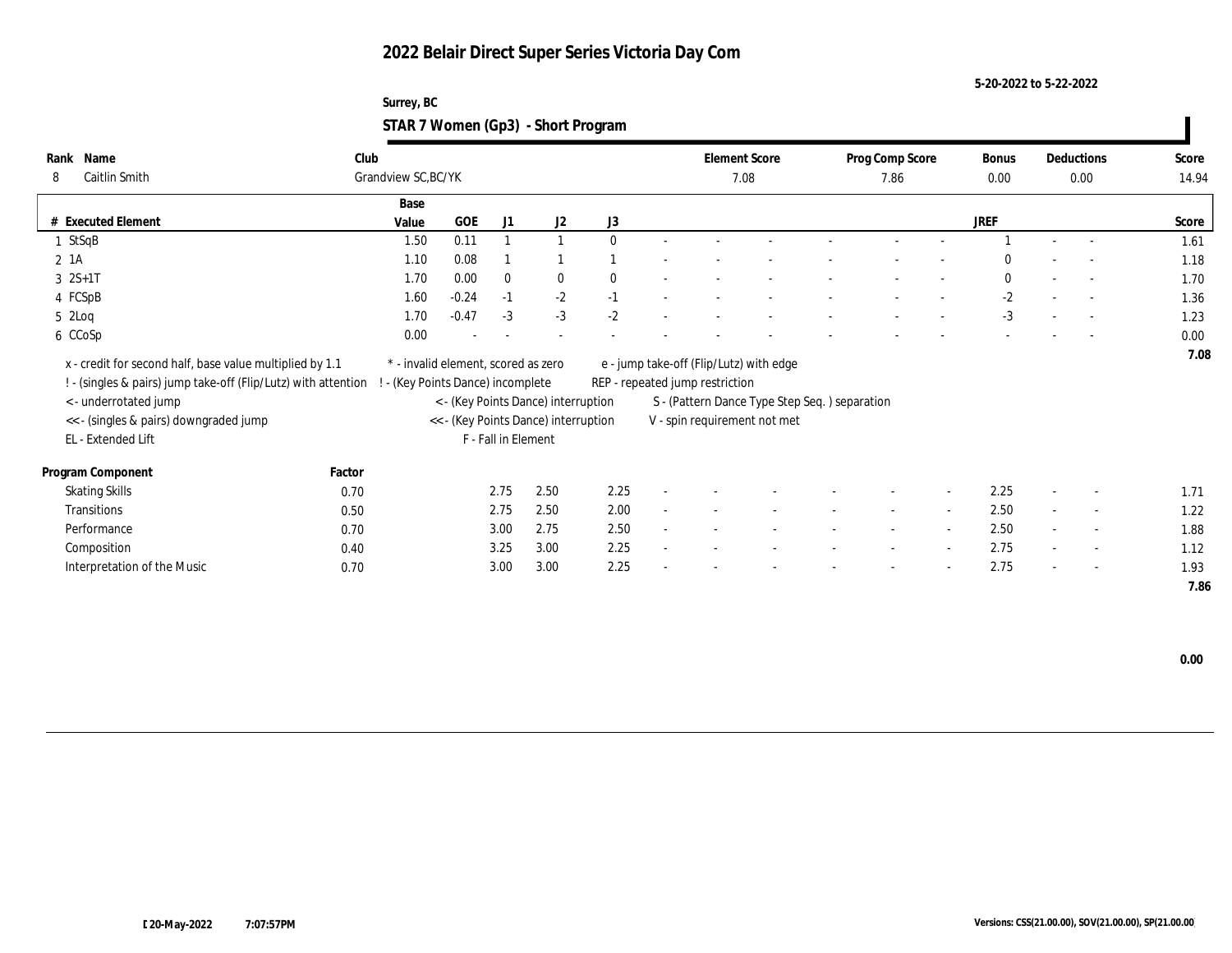# 2022 Belair Direct Super Series Victoria Day Com

5-20-2022 to 5-22-2022

Surrey, BC

## STAR 7 Women (Gp3) - Short Program

| Rank | Name | Club | Element Score | Prog Comp Score | Bonus | Deductions | Score |
|---|---|---|---|---|---|---|---|
| 8 | Caitlin Smith | Grandview SC,BC/YK | 7.08 | 7.86 | 0.00 | 0.00 | 14.94 |

| # | Executed Element | Base Value | GOE | J1 | J2 | J3 | | | | | | | | JREF | | | Score |
|---|---|---|---|---|---|---|---|---|---|---|---|---|---|---|---|---|---|
| 1 | StSqB | 1.50 | 0.11 | 1 | 1 | 0 | - | - | - | - | - | - | - | 1 | - | - | 1.61 |
| 2 | 1A | 1.10 | 0.08 | 1 | 1 | 1 | - | - | - | - | - | - | - | 0 | - | - | 1.18 |
| 3 | 2S+1T | 1.70 | 0.00 | 0 | 0 | 0 | - | - | - | - | - | - | - | 0 | - | - | 1.70 |
| 4 | FCSpB | 1.60 | -0.24 | -1 | -2 | -1 | - | - | - | - | - | - | - | -2 | - | - | 1.36 |
| 5 | 2Loq | 1.70 | -0.47 | -3 | -3 | -2 | - | - | - | - | - | - | - | -3 | - | - | 1.23 |
| 6 | CCoSp | 0.00 | - | - | - | - | - | - | - | - | - | - | - | - | - | - | 0.00 |
| | | | | | | | | | | | | | | | | | 7.08 |

x - credit for second half, base value multiplied by 1.1
! - (singles & pairs) jump take-off (Flip/Lutz) with attention
< - underrotated jump
<< - (singles & pairs) downgraded jump
EL - Extended Lift
* - invalid element, scored as zero
! - (Key Points Dance) incomplete
< - (Key Points Dance) interruption
<< - (Key Points Dance) interruption
F - Fall in Element
e - jump take-off (Flip/Lutz) with edge
REP - repeated jump restriction
S - (Pattern Dance Type Step Seq. ) separation
V - spin requirement not met

| Program Component | Factor | J1 | J2 | J3 | | | | | | | | JREF | | | Score |
|---|---|---|---|---|---|---|---|---|---|---|---|---|---|---|---|
| Skating Skills | 0.70 | 2.75 | 2.50 | 2.25 | - | - | - | - | - | - | - | 2.25 | - | - | 1.71 |
| Transitions | 0.50 | 2.75 | 2.50 | 2.00 | - | - | - | - | - | - | - | 2.50 | - | - | 1.22 |
| Performance | 0.70 | 3.00 | 2.75 | 2.50 | - | - | - | - | - | - | - | 2.50 | - | - | 1.88 |
| Composition | 0.40 | 3.25 | 3.00 | 2.25 | - | - | - | - | - | - | - | 2.75 | - | - | 1.12 |
| Interpretation of the Music | 0.70 | 3.00 | 3.00 | 2.25 | - | - | - | - | - | - | - | 2.75 | - | - | 1.93 |
| | | | | | | | | | | | | | | | 7.86 |

0.00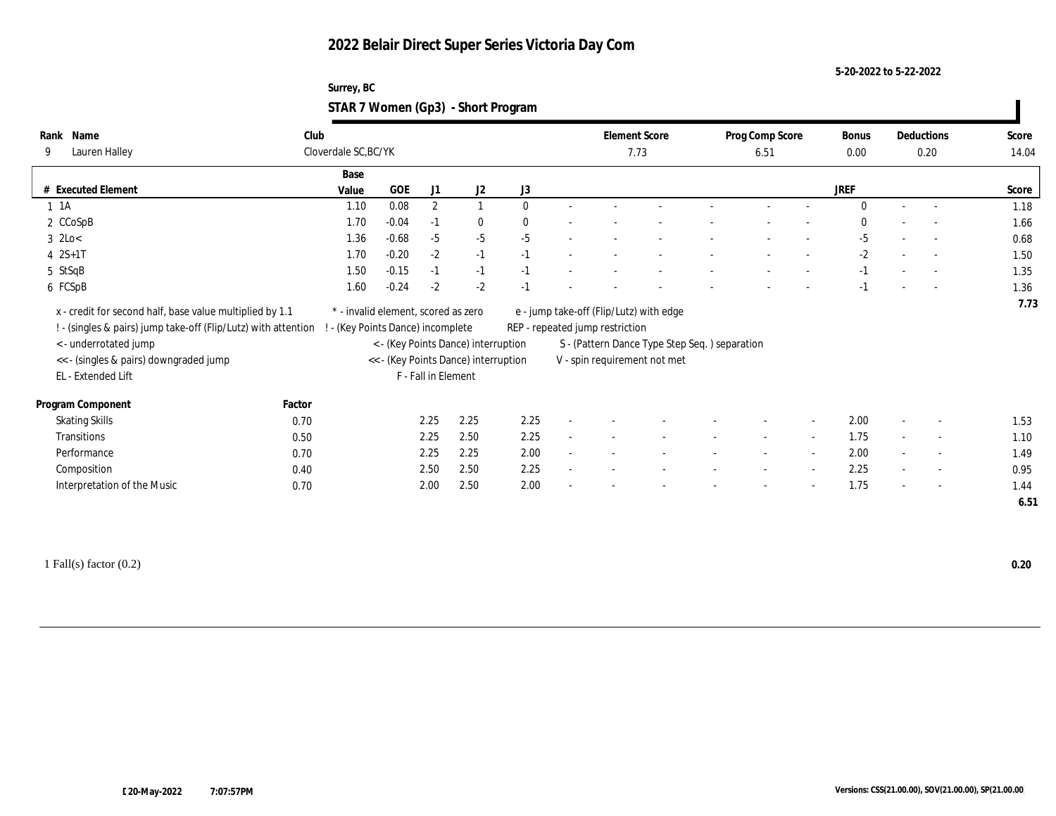# 2022 Belair Direct Super Series Victoria Day Com

5-20-2022 to 5-22-2022

Surrey, BC

## STAR 7 Women (Gp3) - Short Program

| Rank | Name | Club | Element Score | Prog Comp Score | Bonus | Deductions | Score |
|---|---|---|---|---|---|---|---|
| 9 | Lauren Halley | Cloverdale SC,BC/YK | 7.73 | 6.51 | 0.00 | 0.20 | 14.04 |

| # | Executed Element | Base Value | GOE | J1 | J2 | J3 | | | | | | | | JREF | | | Score |
|---|---|---|---|---|---|---|---|---|---|---|---|---|---|---|---|---|---|
| 1 | 1A | 1.10 | 0.08 | 2 | 1 | 0 | - | - | - | - | - | - | - | 0 | - | - | 1.18 |
| 2 | CCoSpB | 1.70 | -0.04 | -1 | 0 | 0 | - | - | - | - | - | - | - | 0 | - | - | 1.66 |
| 3 | 2Lo< | 1.36 | -0.68 | -5 | -5 | -5 | - | - | - | - | - | - | - | -5 | - | - | 0.68 |
| 4 | 2S+1T | 1.70 | -0.20 | -2 | -1 | -1 | - | - | - | - | - | - | - | -2 | - | - | 1.50 |
| 5 | StSqB | 1.50 | -0.15 | -1 | -1 | -1 | - | - | - | - | - | - | - | -1 | - | - | 1.35 |
| 6 | FCSpB | 1.60 | -0.24 | -2 | -2 | -1 | - | - | - | - | - | - | - | -1 | - | - | 1.36 |
| | | | | | | | | | | | | | | | | | 7.73 |

x - credit for second half, base value multiplied by 1.1
! - (singles & pairs) jump take-off (Flip/Lutz) with attention
< - underrotated jump
<< - (singles & pairs) downgraded jump
EL - Extended Lift
\* - invalid element, scored as zero
! - (Key Points Dance) incomplete
< - (Key Points Dance) interruption
<< - (Key Points Dance) interruption
F - Fall in Element
e - jump take-off (Flip/Lutz) with edge
REP - repeated jump restriction
S - (Pattern Dance Type Step Seq. ) separation
V - spin requirement not met

| Program Component | Factor | J1 | J2 | J3 | | | | | | | | JREF | | | Score |
|---|---|---|---|---|---|---|---|---|---|---|---|---|---|---|---|
| Skating Skills | 0.70 | 2.25 | 2.25 | 2.25 | - | - | - | - | - | - | - | 2.00 | - | - | 1.53 |
| Transitions | 0.50 | 2.25 | 2.50 | 2.25 | - | - | - | - | - | - | - | 1.75 | - | - | 1.10 |
| Performance | 0.70 | 2.25 | 2.25 | 2.00 | - | - | - | - | - | - | - | 2.00 | - | - | 1.49 |
| Composition | 0.40 | 2.50 | 2.50 | 2.25 | - | - | - | - | - | - | - | 2.25 | - | - | 0.95 |
| Interpretation of the Music | 0.70 | 2.00 | 2.50 | 2.00 | - | - | - | - | - | - | - | 1.75 | - | - | 1.44 |
| | | | | | | | | | | | | | | | 6.51 |

1 Fall(s) factor (0.2) **0.20**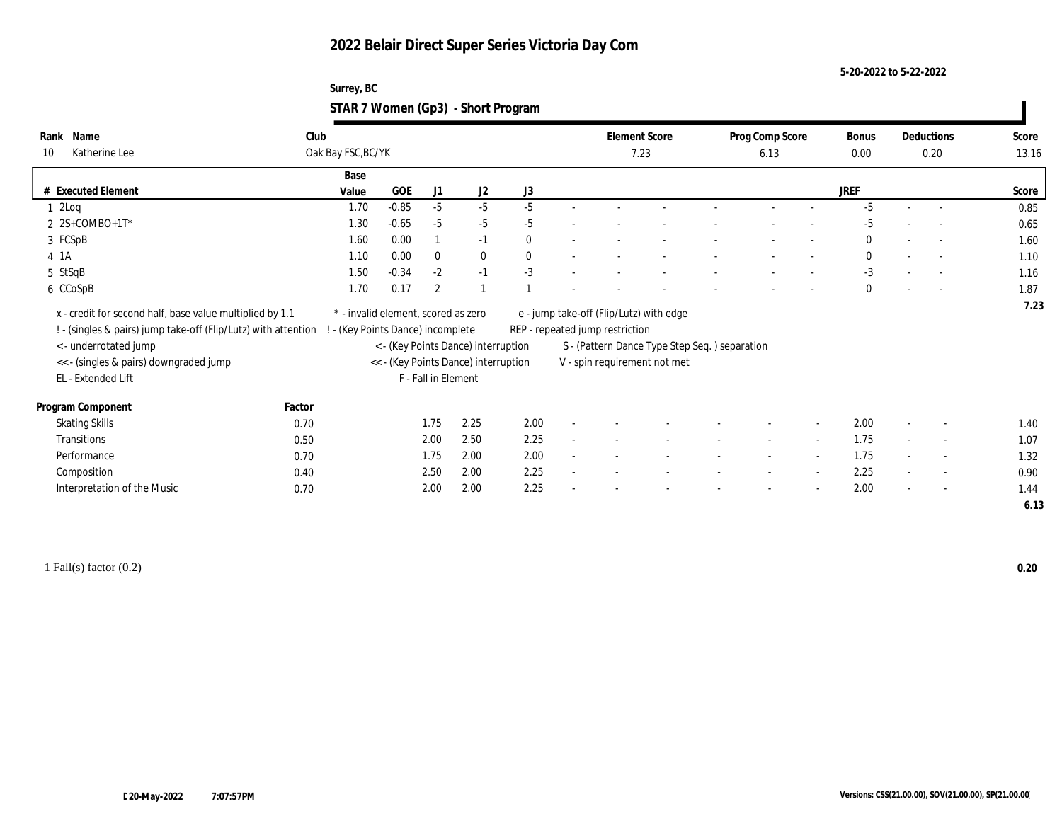# 2022 Belair Direct Super Series Victoria Day Com

5-20-2022 to 5-22-2022

Surrey, BC

## STAR 7 Women (Gp3) - Short Program

| Rank | Name | Club | Element Score | Prog Comp Score | Bonus | Deductions | Score |
|---|---|---|---|---|---|---|---|
| 10 | Katherine Lee | Oak Bay FSC,BC/YK | 7.23 | 6.13 | 0.00 | 0.20 | 13.16 |

| # | Executed Element | Base Value | GOE | J1 | J2 | J3 | | | | | | | | | JREF | | | Score |
|---|---|---|---|---|---|---|---|---|---|---|---|---|---|---|---|---|---|---|
| 1 | 2Loq | 1.70 | -0.85 | -5 | -5 | -5 | - | - | - | - | - | - | - | - | -5 | - | - | 0.85 |
| 2 | 2S+COMBO+1T* | 1.30 | -0.65 | -5 | -5 | -5 | - | - | - | - | - | - | - | - | -5 | - | - | 0.65 |
| 3 | FCSpB | 1.60 | 0.00 | 1 | -1 | 0 | - | - | - | - | - | - | - | - | 0 | - | - | 1.60 |
| 4 | 1A | 1.10 | 0.00 | 0 | 0 | 0 | - | - | - | - | - | - | - | - | 0 | - | - | 1.10 |
| 5 | StSqB | 1.50 | -0.34 | -2 | -1 | -3 | - | - | - | - | - | - | - | - | -3 | - | - | 1.16 |
| 6 | CCoSpB | 1.70 | 0.17 | 2 | 1 | 1 | - | - | - | - | - | - | - | - | 0 | - | - | 1.87 |
| | | | | | | | | | | | | | | | | | | 7.23 |

x - credit for second half, base value multiplied by 1.1
! - (singles & pairs) jump take-off (Flip/Lutz) with attention
< - underrotated jump
<< - (singles & pairs) downgraded jump
EL - Extended Lift
\* - invalid element, scored as zero
! - (Key Points Dance) incomplete
< - (Key Points Dance) interruption
<< - (Key Points Dance) interruption
F - Fall in Element
e - jump take-off (Flip/Lutz) with edge
REP - repeated jump restriction
S - (Pattern Dance Type Step Seq. ) separation
V - spin requirement not met

| Program Component | Factor | J1 | J2 | J3 | | | | | | | | | JREF | | | Score |
|---|---|---|---|---|---|---|---|---|---|---|---|---|---|---|---|---|
| Skating Skills | 0.70 | 1.75 | 2.25 | 2.00 | - | - | - | - | - | - | - | - | 2.00 | - | - | 1.40 |
| Transitions | 0.50 | 2.00 | 2.50 | 2.25 | - | - | - | - | - | - | - | - | 1.75 | - | - | 1.07 |
| Performance | 0.70 | 1.75 | 2.00 | 2.00 | - | - | - | - | - | - | - | - | 1.75 | - | - | 1.32 |
| Composition | 0.40 | 2.50 | 2.00 | 2.25 | - | - | - | - | - | - | - | - | 2.25 | - | - | 0.90 |
| Interpretation of the Music | 0.70 | 2.00 | 2.00 | 2.25 | - | - | - | - | - | - | - | - | 2.00 | - | - | 1.44 |
| | | | | | | | | | | | | | | | | 6.13 |

1 Fall(s) factor (0.2) — 0.20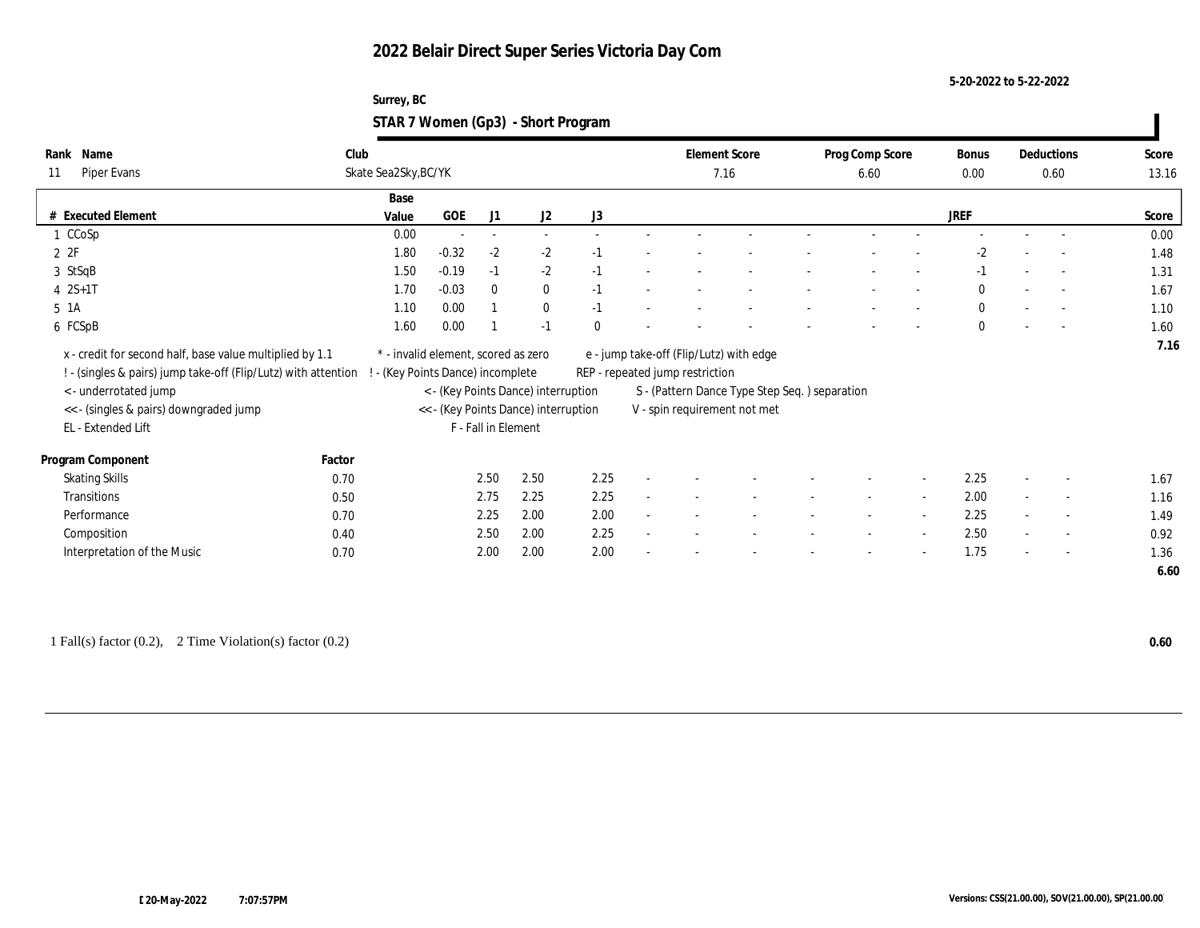# 2022 Belair Direct Super Series Victoria Day Com

5-20-2022 to 5-22-2022

Surrey, BC

## STAR 7 Women (Gp3) - Short Program

| Rank | Name | Club | Element Score | Prog Comp Score | Bonus | Deductions | Score |
|---|---|---|---|---|---|---|---|
| 11 | Piper Evans | Skate Sea2Sky,BC/YK | 7.16 | 6.60 | 0.00 | 0.60 | 13.16 |

| # | Executed Element | Base Value | GOE | J1 | J2 | J3 | | | | | | | | | JREF | | | Score |
|---|---|---|---|---|---|---|---|---|---|---|---|---|---|---|---|---|---|---|
| 1 | CCoSp | 0.00 | - | - | - | - | - | - | - | - | - | - | - | - | - | - | - | 0.00 |
| 2 | 2F | 1.80 | -0.32 | -2 | -2 | -1 | - | - | - | - | - | - | - | - | -2 | - | - | 1.48 |
| 3 | StSqB | 1.50 | -0.19 | -1 | -2 | -1 | - | - | - | - | - | - | - | - | -1 | - | - | 1.31 |
| 4 | 2S+1T | 1.70 | -0.03 | 0 | 0 | -1 | - | - | - | - | - | - | - | - | 0 | - | - | 1.67 |
| 5 | 1A | 1.10 | 0.00 | 1 | 0 | -1 | - | - | - | - | - | - | - | - | 0 | - | - | 1.10 |
| 6 | FCSpB | 1.60 | 0.00 | 1 | -1 | 0 | - | - | - | - | - | - | - | - | 0 | - | - | 1.60 |
| | | | | | | | | | | | | | | | | | | 7.16 |

x - credit for second half, base value multiplied by 1.1
! - (singles & pairs) jump take-off (Flip/Lutz) with attention
< - underrotated jump
<< - (singles & pairs) downgraded jump
EL - Extended Lift
* - invalid element, scored as zero
! - (Key Points Dance) incomplete
< - (Key Points Dance) interruption
<< - (Key Points Dance) interruption
F - Fall in Element
e - jump take-off (Flip/Lutz) with edge
REP - repeated jump restriction
S - (Pattern Dance Type Step Seq. ) separation
V - spin requirement not met

| Program Component | Factor | J1 | J2 | J3 | | | | | | | | | JREF | | | Score |
|---|---|---|---|---|---|---|---|---|---|---|---|---|---|---|---|---|
| Skating Skills | 0.70 | 2.50 | 2.50 | 2.25 | - | - | - | - | - | - | - | - | 2.25 | - | - | 1.67 |
| Transitions | 0.50 | 2.75 | 2.25 | 2.25 | - | - | - | - | - | - | - | - | 2.00 | - | - | 1.16 |
| Performance | 0.70 | 2.25 | 2.00 | 2.00 | - | - | - | - | - | - | - | - | 2.25 | - | - | 1.49 |
| Composition | 0.40 | 2.50 | 2.00 | 2.25 | - | - | - | - | - | - | - | - | 2.50 | - | - | 0.92 |
| Interpretation of the Music | 0.70 | 2.00 | 2.00 | 2.00 | - | - | - | - | - | - | - | - | 1.75 | - | - | 1.36 |
| | | | | | | | | | | | | | | | | 6.60 |

1 Fall(s) factor (0.2), 2 Time Violation(s) factor (0.2) **0.60**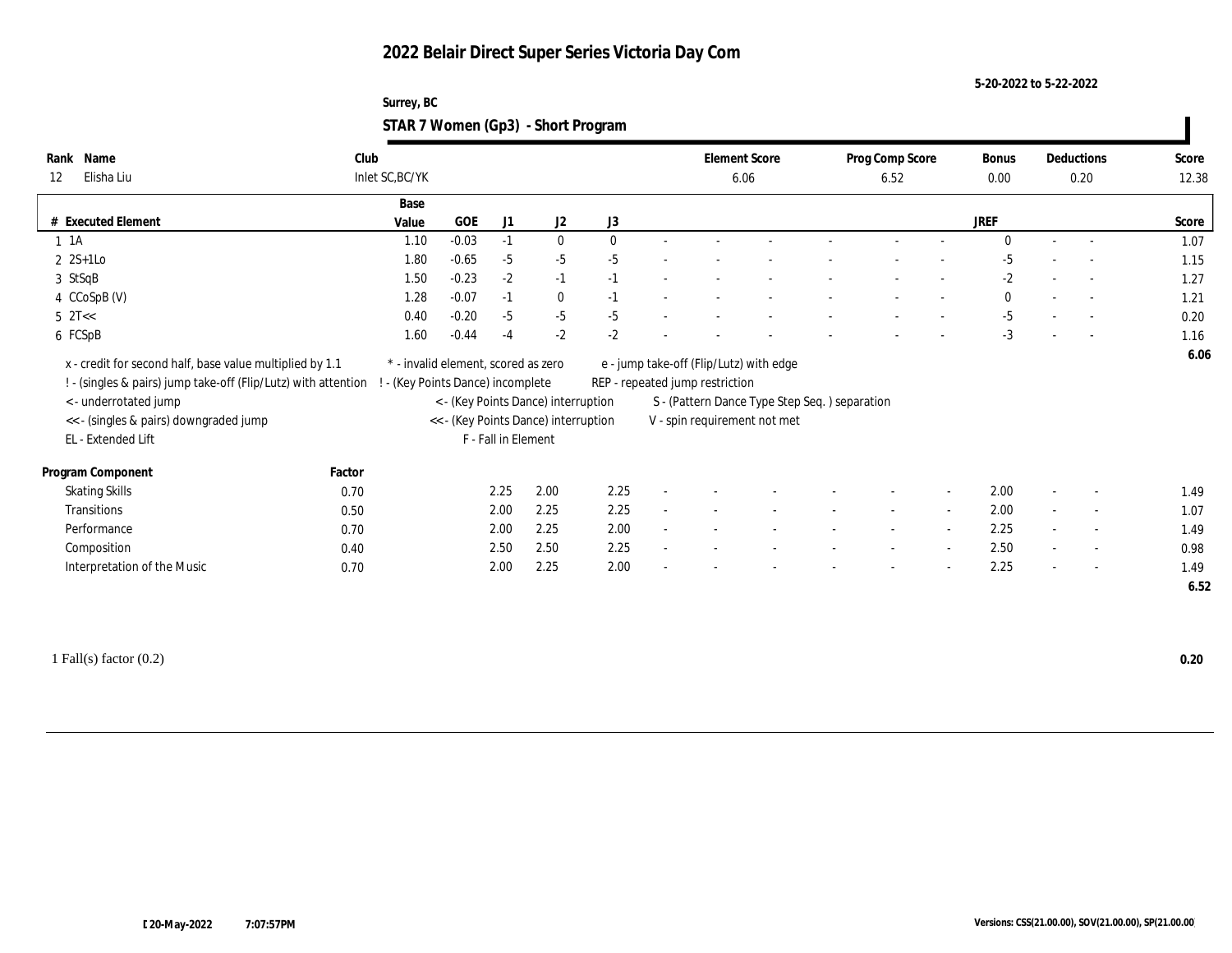# 2022 Belair Direct Super Series Victoria Day Com

5-20-2022 to 5-22-2022

Surrey, BC

## STAR 7 Women (Gp3) - Short Program

| Rank | Name | Club | Element Score | Prog Comp Score | Bonus | Deductions | Score |
|---|---|---|---|---|---|---|---|
| 12 | Elisha Liu | Inlet SC,BC/YK | 6.06 | 6.52 | 0.00 | 0.20 | 12.38 |

| # | Executed Element | Base Value | GOE | J1 | J2 | J3 | | | | | | | JREF | | | Score |
|---|---|---|---|---|---|---|---|---|---|---|---|---|---|---|---|---|
| 1 | 1A | 1.10 | -0.03 | -1 | 0 | 0 | - | - | - | - | - | - | 0 | - | - | 1.07 |
| 2 | 2S+1Lo | 1.80 | -0.65 | -5 | -5 | -5 | - | - | - | - | - | - | -5 | - | - | 1.15 |
| 3 | StSqB | 1.50 | -0.23 | -2 | -1 | -1 | - | - | - | - | - | - | -2 | - | - | 1.27 |
| 4 | CCoSpB (V) | 1.28 | -0.07 | -1 | 0 | -1 | - | - | - | - | - | - | 0 | - | - | 1.21 |
| 5 | 2T<< | 0.40 | -0.20 | -5 | -5 | -5 | - | - | - | - | - | - | -5 | - | - | 0.20 |
| 6 | FCSpB | 1.60 | -0.44 | -4 | -2 | -2 | - | - | - | - | - | - | -3 | - | - | 1.16 |
| | | | | | | | | | | | | | | | | 6.06 |

x - credit for second half, base value multiplied by 1.1
! - (singles & pairs) jump take-off (Flip/Lutz) with attention
< - underrotated jump
<< - (singles & pairs) downgraded jump
EL - Extended Lift
* - invalid element, scored as zero
! - (Key Points Dance) incomplete
< - (Key Points Dance) interruption
<< - (Key Points Dance) interruption
F - Fall in Element
e - jump take-off (Flip/Lutz) with edge
REP - repeated jump restriction
S - (Pattern Dance Type Step Seq. ) separation
V - spin requirement not met

| Program Component | Factor | J1 | J2 | J3 | | | | | | | JREF | | | Score |
|---|---|---|---|---|---|---|---|---|---|---|---|---|---|---|
| Skating Skills | 0.70 | 2.25 | 2.00 | 2.25 | - | - | - | - | - | - | 2.00 | - | - | 1.49 |
| Transitions | 0.50 | 2.00 | 2.25 | 2.25 | - | - | - | - | - | - | 2.00 | - | - | 1.07 |
| Performance | 0.70 | 2.00 | 2.25 | 2.00 | - | - | - | - | - | - | 2.25 | - | - | 1.49 |
| Composition | 0.40 | 2.50 | 2.50 | 2.25 | - | - | - | - | - | - | 2.50 | - | - | 0.98 |
| Interpretation of the Music | 0.70 | 2.00 | 2.25 | 2.00 | - | - | - | - | - | - | 2.25 | - | - | 1.49 |
| | | | | | | | | | | | | | | 6.52 |

1 Fall(s) factor (0.2) **0.20**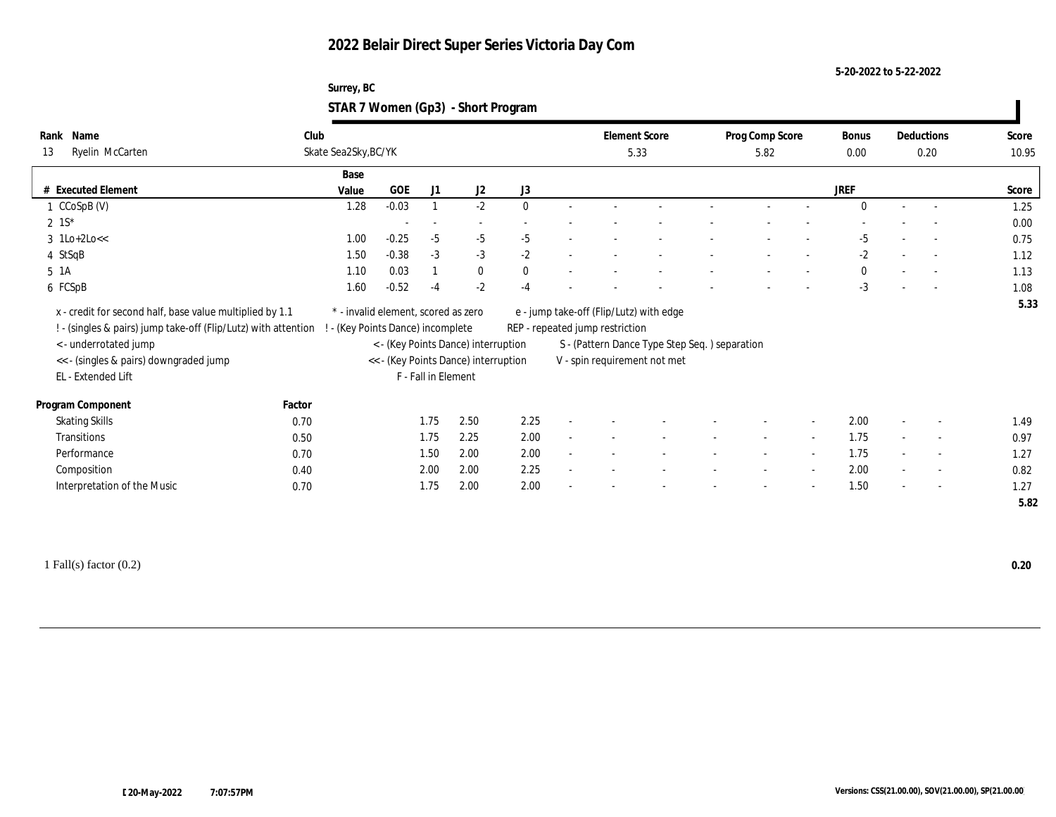# 2022 Belair Direct Super Series Victoria Day Com

5-20-2022 to 5-22-2022

Surrey, BC

## STAR 7 Women (Gp3) - Short Program

| Rank | Name | Club | Element Score | Prog Comp Score | Bonus | Deductions | Score |
|---|---|---|---|---|---|---|---|
| 13 | Ryelin McCarten | Skate Sea2Sky,BC/YK | 5.33 | 5.82 | 0.00 | 0.20 | 10.95 |

| # | Executed Element | Base Value | GOE | J1 | J2 | J3 | | | | | | | | JREF | | | Score |
|---|---|---|---|---|---|---|---|---|---|---|---|---|---|---|---|---|---|
| 1 | CCoSpB (V) | 1.28 | -0.03 | 1 | -2 | 0 | - | - | - | - | - | - | - | 0 | - | - | 1.25 |
| 2 | 1S* | | - | - | - | - | - | - | - | - | - | - | - | - | - | - | 0.00 |
| 3 | 1Lo+2Lo<< | 1.00 | -0.25 | -5 | -5 | -5 | - | - | - | - | - | - | - | -5 | - | - | 0.75 |
| 4 | StSqB | 1.50 | -0.38 | -3 | -3 | -2 | - | - | - | - | - | - | - | -2 | - | - | 1.12 |
| 5 | 1A | 1.10 | 0.03 | 1 | 0 | 0 | - | - | - | - | - | - | - | 0 | - | - | 1.13 |
| 6 | FCSpB | 1.60 | -0.52 | -4 | -2 | -4 | - | - | - | - | - | - | - | -3 | - | - | 1.08 |
| | | | | | | | | | | | | | | | | | 5.33 |

x - credit for second half, base value multiplied by 1.1
! - (singles & pairs) jump take-off (Flip/Lutz) with attention
< - underrotated jump
<< - (singles & pairs) downgraded jump
EL - Extended Lift
* - invalid element, scored as zero
! - (Key Points Dance) incomplete
< - (Key Points Dance) interruption
<< - (Key Points Dance) interruption
F - Fall in Element
e - jump take-off (Flip/Lutz) with edge
REP - repeated jump restriction
S - (Pattern Dance Type Step Seq. ) separation
V - spin requirement not met

| Program Component | Factor | J1 | J2 | J3 | | | | | | | | JREF | | | Score |
|---|---|---|---|---|---|---|---|---|---|---|---|---|---|---|---|
| Skating Skills | 0.70 | 1.75 | 2.50 | 2.25 | - | - | - | - | - | - | - | 2.00 | - | - | 1.49 |
| Transitions | 0.50 | 1.75 | 2.25 | 2.00 | - | - | - | - | - | - | - | 1.75 | - | - | 0.97 |
| Performance | 0.70 | 1.50 | 2.00 | 2.00 | - | - | - | - | - | - | - | 1.75 | - | - | 1.27 |
| Composition | 0.40 | 2.00 | 2.00 | 2.25 | - | - | - | - | - | - | - | 2.00 | - | - | 0.82 |
| Interpretation of the Music | 0.70 | 1.75 | 2.00 | 2.00 | - | - | - | - | - | - | - | 1.50 | - | - | 1.27 |
| | | | | | | | | | | | | | | | 5.82 |

1 Fall(s) factor (0.2) **0.20**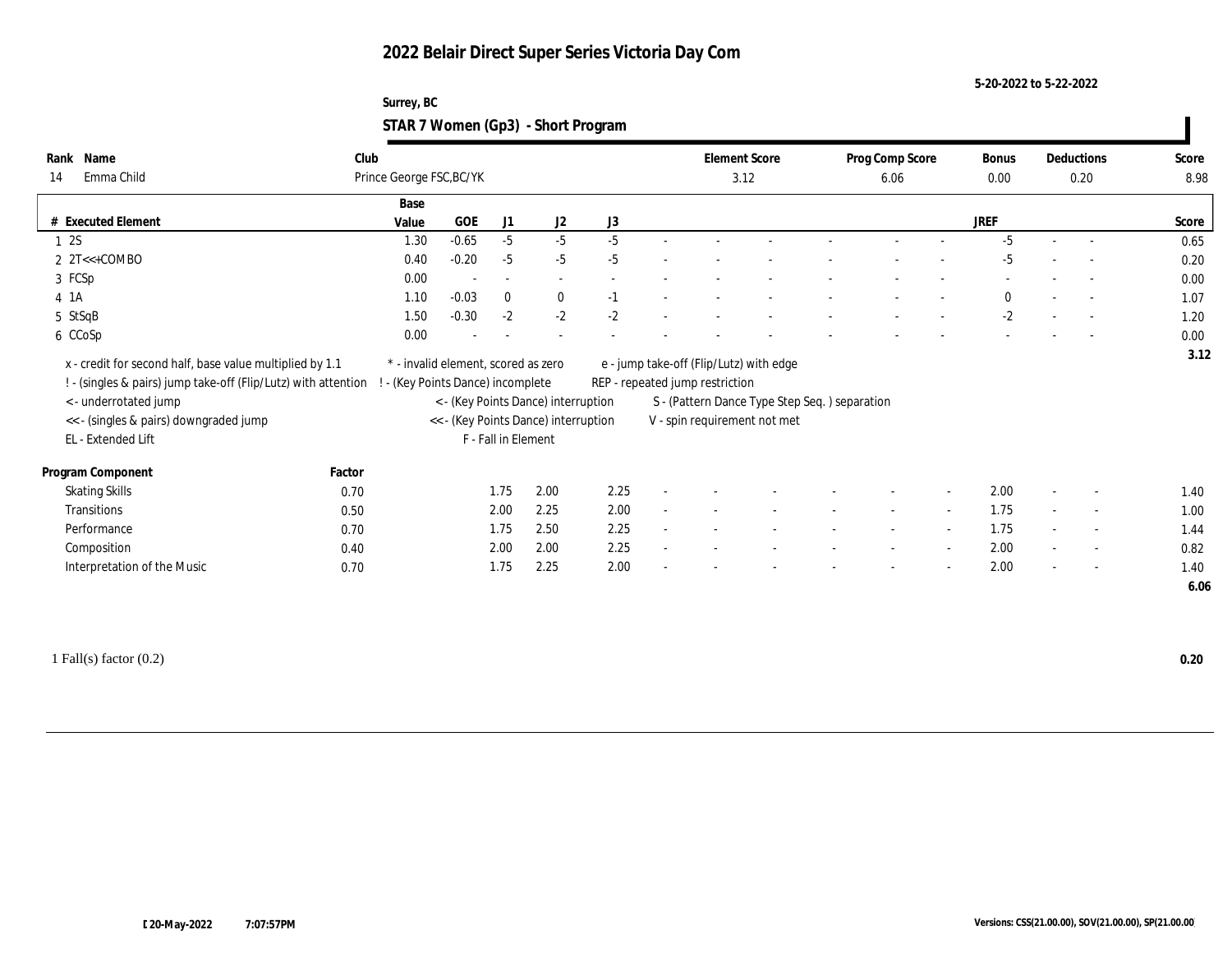# 2022 Belair Direct Super Series Victoria Day Com

5-20-2022 to 5-22-2022

Surrey, BC

## STAR 7 Women (Gp3) - Short Program

| Rank | Name | Club | Element Score | Prog Comp Score | Bonus | Deductions | Score |
|---|---|---|---|---|---|---|---|
| 14 | Emma Child | Prince George FSC,BC/YK | 3.12 | 6.06 | 0.00 | 0.20 | 8.98 |

| # | Executed Element | Base Value | GOE | J1 | J2 | J3 | | | | | | | | JREF | | | Score |
|---|---|---|---|---|---|---|---|---|---|---|---|---|---|---|---|---|---|
| 1 | 2S | 1.30 | -0.65 | -5 | -5 | -5 | - | - | - | - | - | - | - | -5 | - | - | 0.65 |
| 2 | 2T<<+COMBO | 0.40 | -0.20 | -5 | -5 | -5 | - | - | - | - | - | - | - | -5 | - | - | 0.20 |
| 3 | FCSp | 0.00 | - | - | - | - | - | - | - | - | - | - | - | - | - | - | 0.00 |
| 4 | 1A | 1.10 | -0.03 | 0 | 0 | -1 | - | - | - | - | - | - | - | 0 | - | - | 1.07 |
| 5 | StSqB | 1.50 | -0.30 | -2 | -2 | -2 | - | - | - | - | - | - | - | -2 | - | - | 1.20 |
| 6 | CCoSp | 0.00 | - | - | - | - | - | - | - | - | - | - | - | - | - | - | 0.00 |
| | | | | | | | | | | | | | | | | | 3.12 |

x - credit for second half, base value multiplied by 1.1
! - (singles & pairs) jump take-off (Flip/Lutz) with attention
< - underrotated jump
<< - (singles & pairs) downgraded jump
EL - Extended Lift
* - invalid element, scored as zero
! - (Key Points Dance) incomplete
< - (Key Points Dance) interruption
<< - (Key Points Dance) interruption
F - Fall in Element
e - jump take-off (Flip/Lutz) with edge
REP - repeated jump restriction
S - (Pattern Dance Type Step Seq. ) separation
V - spin requirement not met

| Program Component | Factor | J1 | J2 | J3 | | | | | | | | JREF | | | Score |
|---|---|---|---|---|---|---|---|---|---|---|---|---|---|---|---|
| Skating Skills | 0.70 | 1.75 | 2.00 | 2.25 | - | - | - | - | - | - | - | 2.00 | - | - | 1.40 |
| Transitions | 0.50 | 2.00 | 2.25 | 2.00 | - | - | - | - | - | - | - | 1.75 | - | - | 1.00 |
| Performance | 0.70 | 1.75 | 2.50 | 2.25 | - | - | - | - | - | - | - | 1.75 | - | - | 1.44 |
| Composition | 0.40 | 2.00 | 2.00 | 2.25 | - | - | - | - | - | - | - | 2.00 | - | - | 0.82 |
| Interpretation of the Music | 0.70 | 1.75 | 2.25 | 2.00 | - | - | - | - | - | - | - | 2.00 | - | - | 1.40 |
| | | | | | | | | | | | | | | | 6.06 |

1 Fall(s) factor (0.2) **0.20**